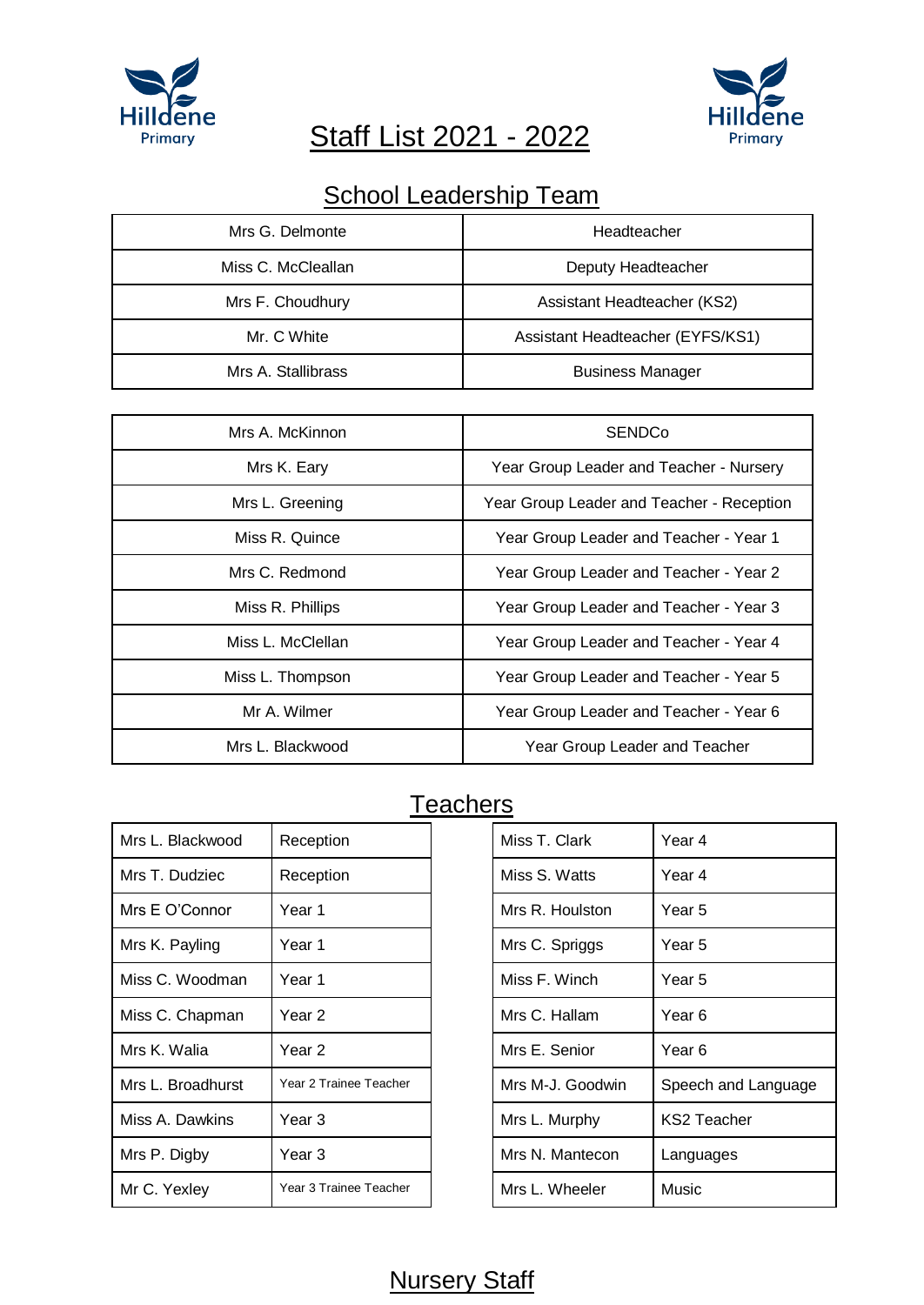# Staff List 2021 - 2022

## School Leadership Team

| | |
|---|---|
| Mrs G. Delmonte | Headteacher |
| Miss C. McClellan | Deputy Headteacher |
| Mrs F. Choudhury | Assistant Headteacher (KS2) |
| Mr. C White | Assistant Headteacher (EYFS/KS1) |
| Mrs A. Stallibrass | Business Manager |

| | |
|---|---|
| Mrs A. McKinnon | SENDCo |
| Mrs K. Eary | Year Group Leader and Teacher - Nursery |
| Mrs L. Greening | Year Group Leader and Teacher - Reception |
| Miss R. Quince | Year Group Leader and Teacher - Year 1 |
| Mrs C. Redmond | Year Group Leader and Teacher - Year 2 |
| Miss R. Phillips | Year Group Leader and Teacher - Year 3 |
| Miss L. McClellan | Year Group Leader and Teacher - Year 4 |
| Miss L. Thompson | Year Group Leader and Teacher - Year 5 |
| Mr A. Wilmer | Year Group Leader and Teacher - Year 6 |
| Mrs L. Blackwood | Year Group Leader and Teacher |

## Teachers

| | |
|---|---|
| Mrs L. Blackwood | Reception |
| Mrs T. Dudziec | Reception |
| Mrs E O'Connor | Year 1 |
| Mrs K. Payling | Year 1 |
| Miss C. Woodman | Year 1 |
| Miss C. Chapman | Year 2 |
| Mrs K. Walia | Year 2 |
| Mrs L. Broadhurst | Year 2 Trainee Teacher |
| Miss A. Dawkins | Year 3 |
| Mrs P. Digby | Year 3 |
| Mr C. Yexley | Year 3 Trainee Teacher |

| | |
|---|---|
| Miss T. Clark | Year 4 |
| Miss S. Watts | Year 4 |
| Mrs R. Houlston | Year 5 |
| Mrs C. Spriggs | Year 5 |
| Miss F. Winch | Year 5 |
| Mrs C. Hallam | Year 6 |
| Mrs E. Senior | Year 6 |
| Mrs M-J. Goodwin | Speech and Language |
| Mrs L. Murphy | KS2 Teacher |
| Mrs N. Mantecon | Languages |
| Mrs L. Wheeler | Music |

## Nursery Staff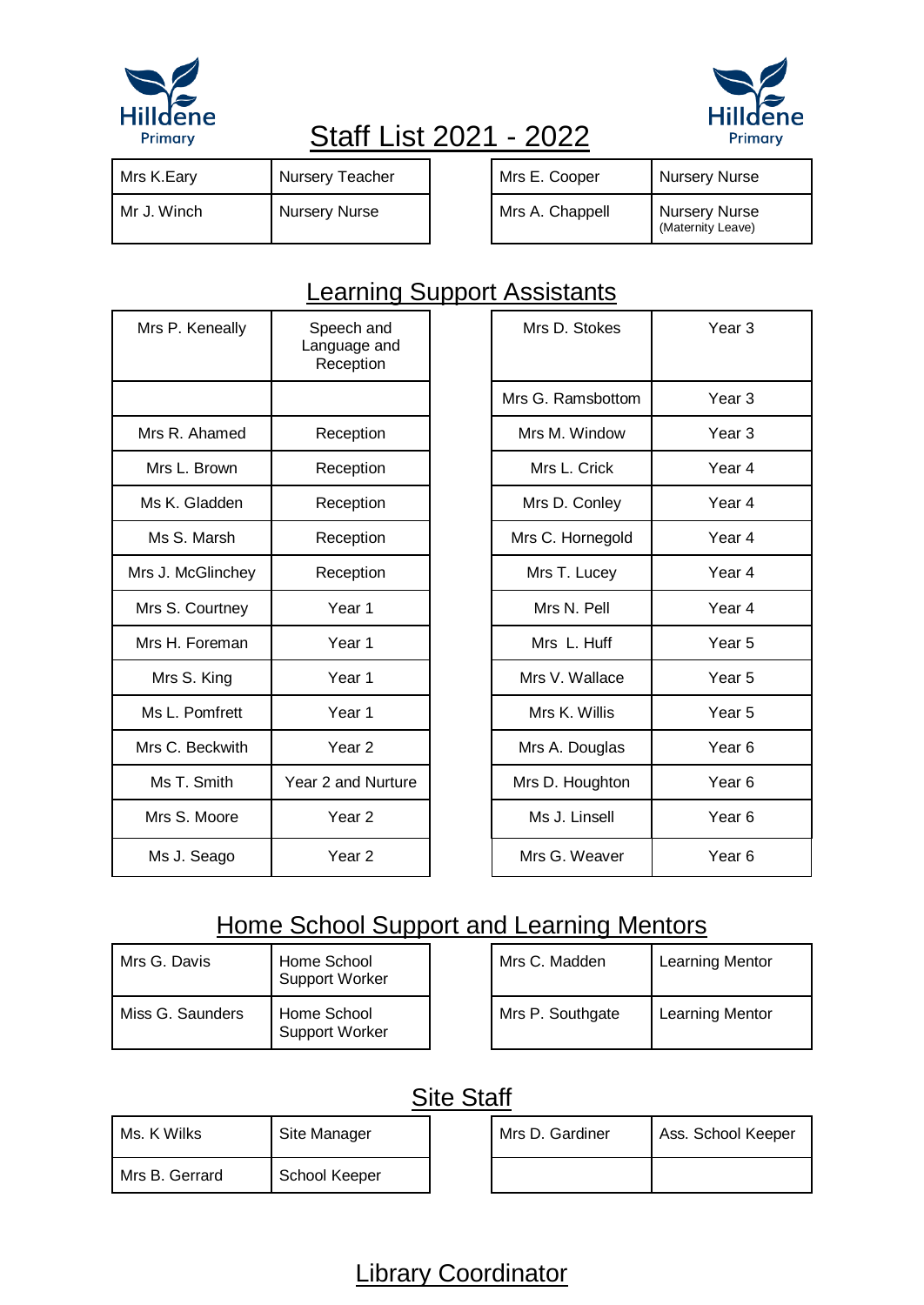# Staff List 2021 - 2022

| | | | |
|---|---|---|---|
| Mrs K.Eary | Nursery Teacher | Mrs E. Cooper | Nursery Nurse |
| Mr J. Winch | Nursery Nurse | Mrs A. Chappell | Nursery Nurse (Maternity Leave) |

## Learning Support Assistants

| | | | |
|---|---|---|---|
| Mrs P. Keneally | Speech and Language and Reception | Mrs D. Stokes | Year 3 |
| | | Mrs G. Ramsbottom | Year 3 |
| Mrs R. Ahamed | Reception | Mrs M. Window | Year 3 |
| Mrs L. Brown | Reception | Mrs L. Crick | Year 4 |
| Ms K. Gladden | Reception | Mrs D. Conley | Year 4 |
| Ms S. Marsh | Reception | Mrs C. Hornegold | Year 4 |
| Mrs J. McGlinchey | Reception | Mrs T. Lucey | Year 4 |
| Mrs S. Courtney | Year 1 | Mrs N. Pell | Year 4 |
| Mrs H. Foreman | Year 1 | Mrs L. Huff | Year 5 |
| Mrs S. King | Year 1 | Mrs V. Wallace | Year 5 |
| Ms L. Pomfrett | Year 1 | Mrs K. Willis | Year 5 |
| Mrs C. Beckwith | Year 2 | Mrs A. Douglas | Year 6 |
| Ms T. Smith | Year 2 and Nurture | Mrs D. Houghton | Year 6 |
| Mrs S. Moore | Year 2 | Ms J. Linsell | Year 6 |
| Ms J. Seago | Year 2 | Mrs G. Weaver | Year 6 |

## Home School Support and Learning Mentors

| | | | |
|---|---|---|---|
| Mrs G. Davis | Home School Support Worker | Mrs C. Madden | Learning Mentor |
| Miss G. Saunders | Home School Support Worker | Mrs P. Southgate | Learning Mentor |

## Site Staff

| | | | |
|---|---|---|---|
| Ms. K Wilks | Site Manager | Mrs D. Gardiner | Ass. School Keeper |
| Mrs B. Gerrard | School Keeper | | |

## Library Coordinator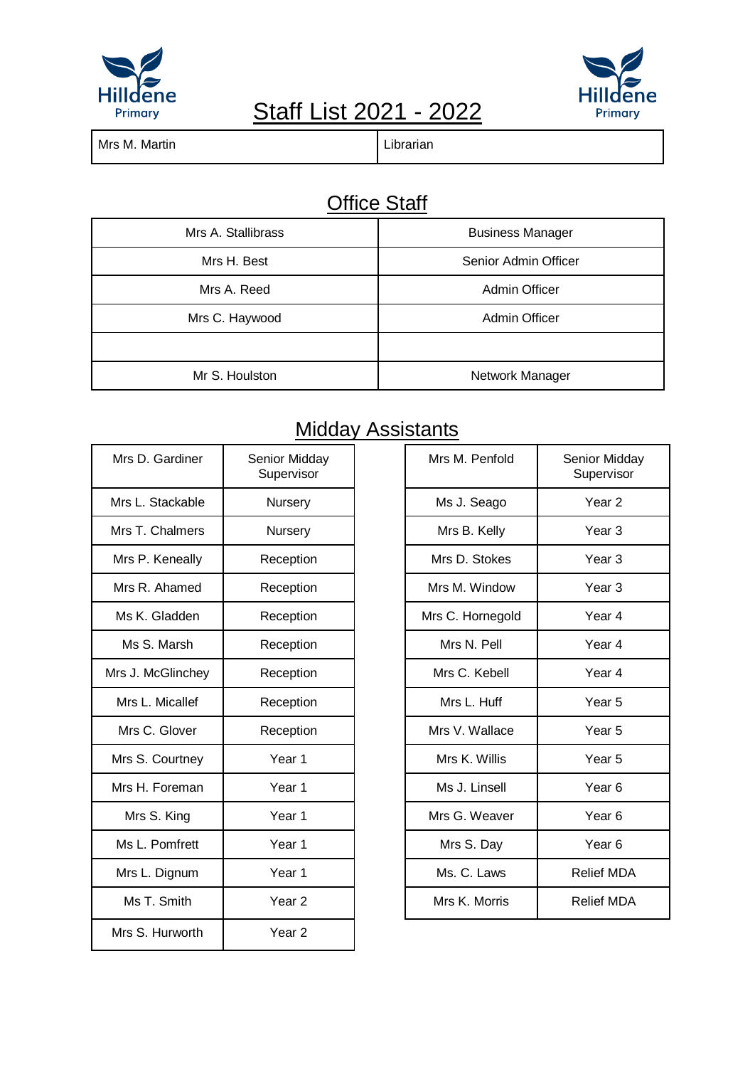# Staff List 2021 - 2022

| | |
|---|---|
| Mrs M. Martin | Librarian |

## Office Staff

| | |
|---|---|
| Mrs A. Stallibrass | Business Manager |
| Mrs H. Best | Senior Admin Officer |
| Mrs A. Reed | Admin Officer |
| Mrs C. Haywood | Admin Officer |
| | |
| Mr S. Houlston | Network Manager |

## Midday Assistants

| | |
|---|---|
| Mrs D. Gardiner | Senior Midday Supervisor |
| Mrs L. Stackable | Nursery |
| Mrs T. Chalmers | Nursery |
| Mrs P. Keneally | Reception |
| Mrs R. Ahamed | Reception |
| Ms K. Gladden | Reception |
| Ms S. Marsh | Reception |
| Mrs J. McGlinchey | Reception |
| Mrs L. Micallef | Reception |
| Mrs C. Glover | Reception |
| Mrs S. Courtney | Year 1 |
| Mrs H. Foreman | Year 1 |
| Mrs S. King | Year 1 |
| Ms L. Pomfrett | Year 1 |
| Mrs L. Dignum | Year 1 |
| Ms T. Smith | Year 2 |
| Mrs S. Hurworth | Year 2 |

| | |
|---|---|
| Mrs M. Penfold | Senior Midday Supervisor |
| Ms J. Seago | Year 2 |
| Mrs B. Kelly | Year 3 |
| Mrs D. Stokes | Year 3 |
| Mrs M. Window | Year 3 |
| Mrs C. Hornegold | Year 4 |
| Mrs N. Pell | Year 4 |
| Mrs C. Kebell | Year 4 |
| Mrs L. Huff | Year 5 |
| Mrs V. Wallace | Year 5 |
| Mrs K. Willis | Year 5 |
| Ms J. Linsell | Year 6 |
| Mrs G. Weaver | Year 6 |
| Mrs S. Day | Year 6 |
| Ms. C. Laws | Relief MDA |
| Mrs K. Morris | Relief MDA |